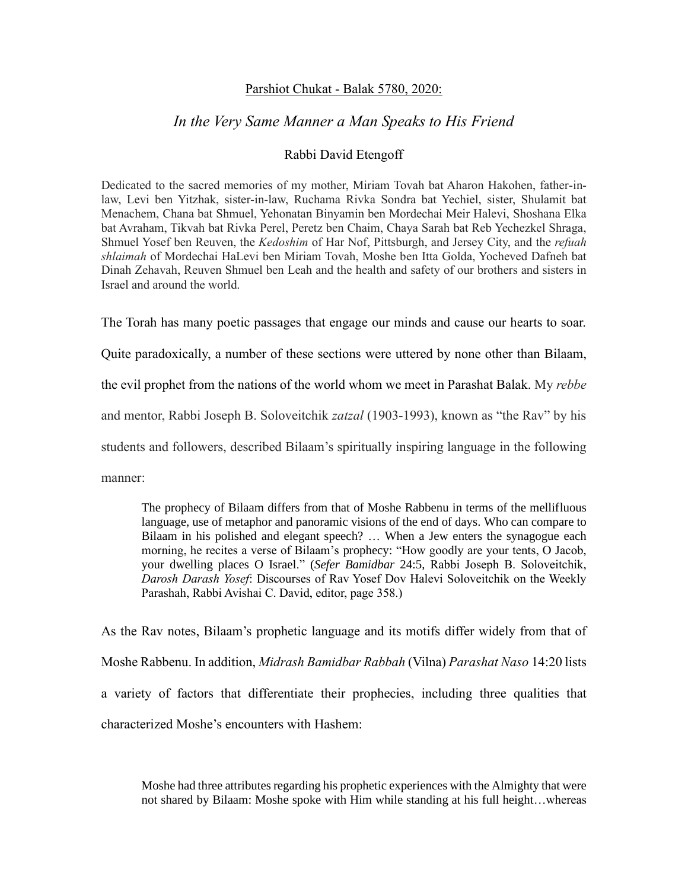Parshiot Chukat - Balak 5780, 2020:

## *In the Very Same Manner a Man Speaks to His Friend*

Rabbi David Etengoff

Dedicated to the sacred memories of my mother, Miriam Tovah bat Aharon Hakohen, father-in-law, Levi ben Yitzhak, sister-in-law, Ruchama Rivka Sondra bat Yechiel, sister, Shulamit bat Menachem, Chana bat Shmuel, Yehonatan Binyamin ben Mordechai Meir Halevi, Shoshana Elka bat Avraham, Tikvah bat Rivka Perel, Peretz ben Chaim, Chaya Sarah bat Reb Yechezkel Shraga, Shmuel Yosef ben Reuven, the *Kedoshim* of Har Nof, Pittsburgh, and Jersey City, and the *refuah shlaimah* of Mordechai HaLevi ben Miriam Tovah, Moshe ben Itta Golda, Yocheved Dafneh bat Dinah Zehavah, Reuven Shmuel ben Leah and the health and safety of our brothers and sisters in Israel and around the world.

The Torah has many poetic passages that engage our minds and cause our hearts to soar. Quite paradoxically, a number of these sections were uttered by none other than Bilaam, the evil prophet from the nations of the world whom we meet in Parashat Balak. My *rebbe* and mentor, Rabbi Joseph B. Soloveitchik *zatzal* (1903-1993), known as "the Rav" by his students and followers, described Bilaam's spiritually inspiring language in the following manner:

> The prophecy of Bilaam differs from that of Moshe Rabbenu in terms of the mellifluous language, use of metaphor and panoramic visions of the end of days. Who can compare to Bilaam in his polished and elegant speech? … When a Jew enters the synagogue each morning, he recites a verse of Bilaam's prophecy: "How goodly are your tents, O Jacob, your dwelling places O Israel." (*Sefer Bamidbar* 24:5, Rabbi Joseph B. Soloveitchik, *Darosh Darash Yosef*: Discourses of Rav Yosef Dov Halevi Soloveitchik on the Weekly Parashah, Rabbi Avishai C. David, editor, page 358.)

As the Rav notes, Bilaam's prophetic language and its motifs differ widely from that of Moshe Rabbenu. In addition, *Midrash Bamidbar Rabbah* (Vilna) *Parashat Naso* 14:20 lists a variety of factors that differentiate their prophecies, including three qualities that characterized Moshe's encounters with Hashem:

> Moshe had three attributes regarding his prophetic experiences with the Almighty that were not shared by Bilaam: Moshe spoke with Him while standing at his full height…whereas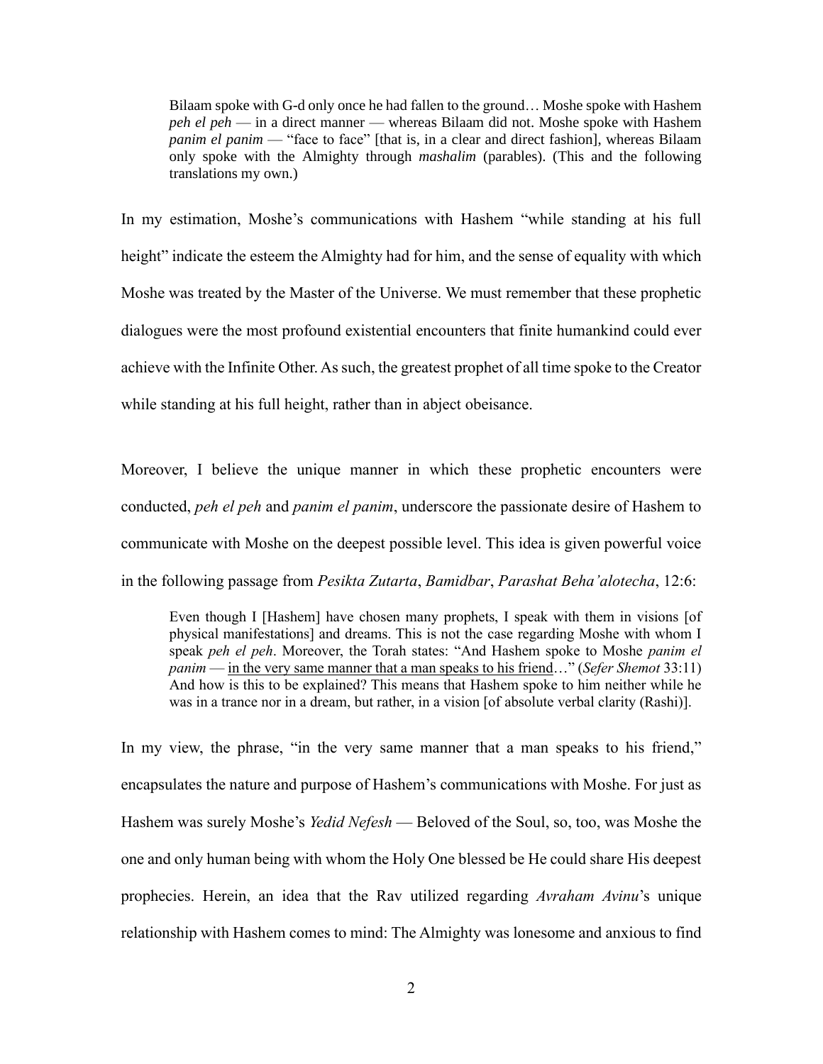> Bilaam spoke with G-d only once he had fallen to the ground… Moshe spoke with Hashem *peh el peh* — in a direct manner — whereas Bilaam did not. Moshe spoke with Hashem *panim el panim* — "face to face" [that is, in a clear and direct fashion], whereas Bilaam only spoke with the Almighty through *mashalim* (parables). (This and the following translations my own.)

In my estimation, Moshe's communications with Hashem "while standing at his full height" indicate the esteem the Almighty had for him, and the sense of equality with which Moshe was treated by the Master of the Universe. We must remember that these prophetic dialogues were the most profound existential encounters that finite humankind could ever achieve with the Infinite Other. As such, the greatest prophet of all time spoke to the Creator while standing at his full height, rather than in abject obeisance.

Moreover, I believe the unique manner in which these prophetic encounters were conducted, *peh el peh* and *panim el panim*, underscore the passionate desire of Hashem to communicate with Moshe on the deepest possible level. This idea is given powerful voice in the following passage from *Pesikta Zutarta*, *Bamidbar*, *Parashat Beha'alotecha*, 12:6:

> Even though I [Hashem] have chosen many prophets, I speak with them in visions [of physical manifestations] and dreams. This is not the case regarding Moshe with whom I speak *peh el peh*. Moreover, the Torah states: "And Hashem spoke to Moshe *panim el panim* — <u>in the very same manner that a man speaks to his friend</u>…" (*Sefer Shemot* 33:11) And how is this to be explained? This means that Hashem spoke to him neither while he was in a trance nor in a dream, but rather, in a vision [of absolute verbal clarity (Rashi)].

In my view, the phrase, "in the very same manner that a man speaks to his friend," encapsulates the nature and purpose of Hashem's communications with Moshe. For just as Hashem was surely Moshe's *Yedid Nefesh* — Beloved of the Soul, so, too, was Moshe the one and only human being with whom the Holy One blessed be He could share His deepest prophecies. Herein, an idea that the Rav utilized regarding *Avraham Avinu*'s unique relationship with Hashem comes to mind: The Almighty was lonesome and anxious to find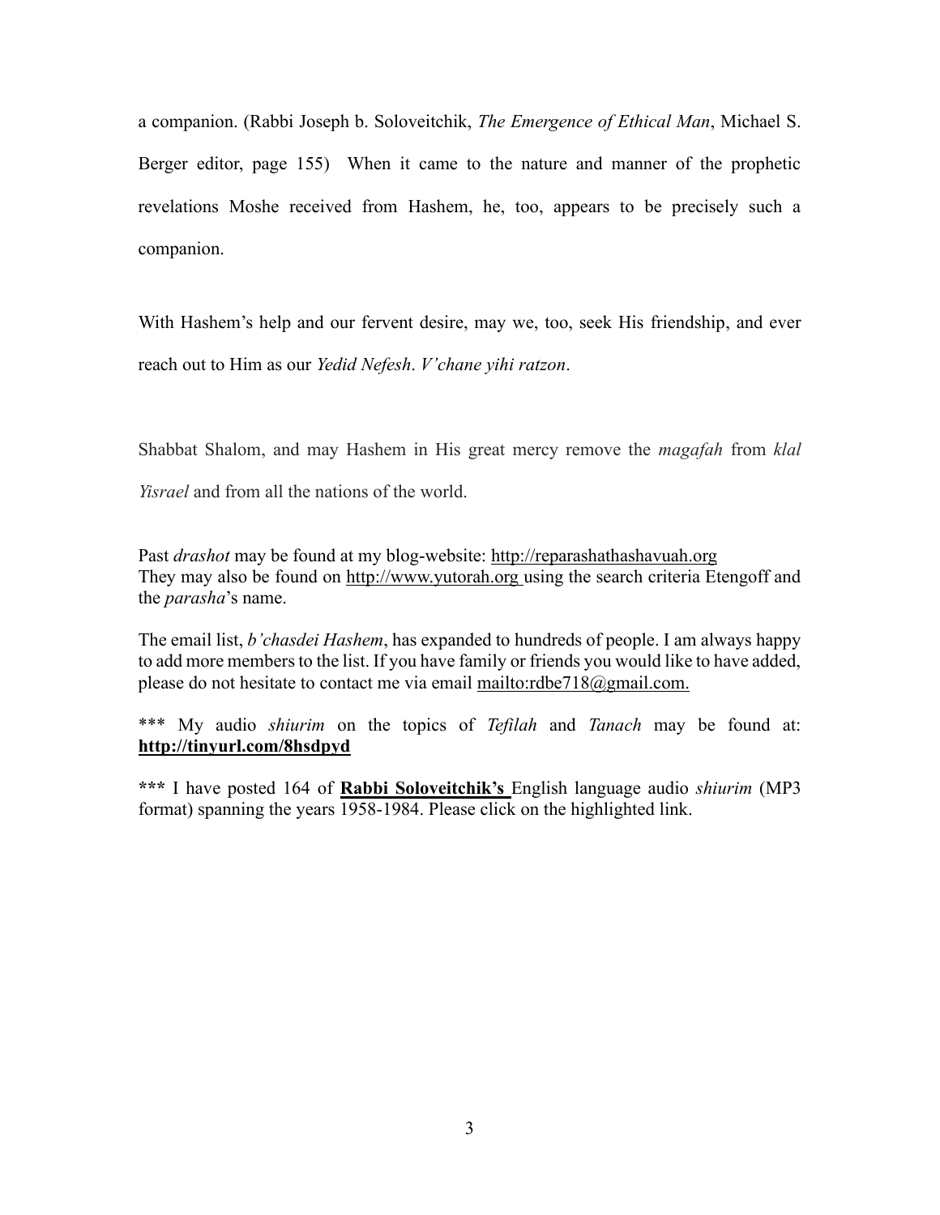a companion. (Rabbi Joseph b. Soloveitchik, *The Emergence of Ethical Man*, Michael S. Berger editor, page 155) When it came to the nature and manner of the prophetic revelations Moshe received from Hashem, he, too, appears to be precisely such a companion.

With Hashem's help and our fervent desire, may we, too, seek His friendship, and ever reach out to Him as our *Yedid Nefesh*. *V'chane yihi ratzon*.

Shabbat Shalom, and may Hashem in His great mercy remove the *magafah* from *klal Yisrael* and from all the nations of the world.

Past *drashot* may be found at my blog-website: http://reparashathashavuah.org
They may also be found on http://www.yutorah.org using the search criteria Etengoff and the *parasha*'s name.

The email list, *b'chasdei Hashem*, has expanded to hundreds of people. I am always happy to add more members to the list. If you have family or friends you would like to have added, please do not hesitate to contact me via email mailto:rdbe718@gmail.com.

*** My audio *shiurim* on the topics of *Tefilah* and *Tanach* may be found at: **http://tinyurl.com/8hsdpyd**

**\*\*\*** I have posted 164 of **Rabbi Soloveitchik's** English language audio *shiurim* (MP3 format) spanning the years 1958-1984. Please click on the highlighted link.